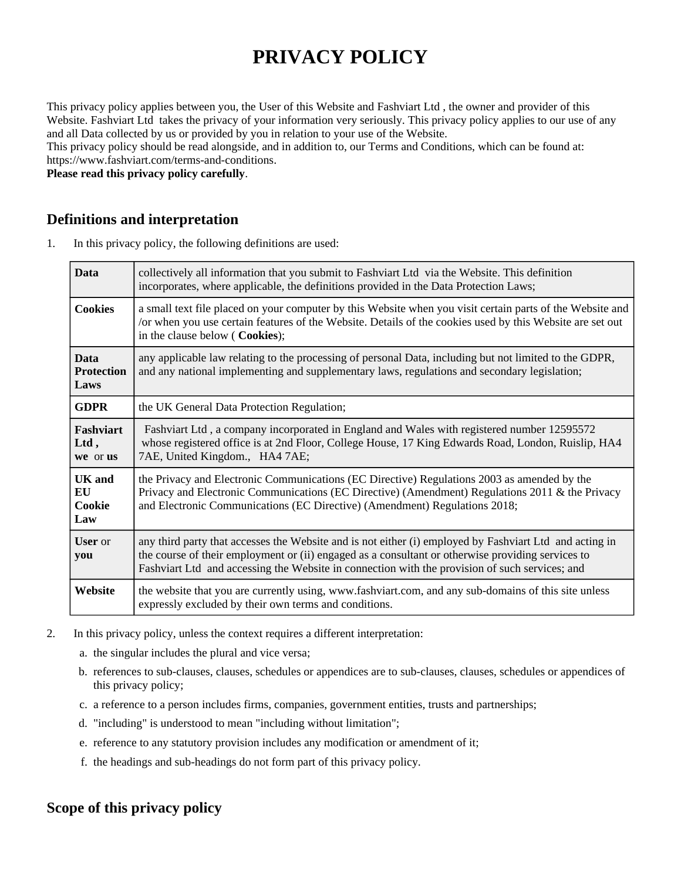# PRIVACY POLICY

This privacy policy applies between you, the User of this Website and Fashviart Ltd , the owner and provider of this Website. Fashviart Ltd takes the privacy of your information very seriously. This privacy policy applies to our use of any and all Data collected by us or provided by you in relation to your use of the Website.

This privacy policy should be read alongside, and in addition to, our Terms and Conditions, which can be found at: https://www.fashviart.com/terms-and-conditions.

**Please read this privacy policy carefully**.

## Definitions and interpretation

1. In this privacy policy, the following definitions are used:

| | |
|---|---|
| **Data** | collectively all information that you submit to Fashviart Ltd via the Website. This definition incorporates, where applicable, the definitions provided in the Data Protection Laws; |
| **Cookies** | a small text file placed on your computer by this Website when you visit certain parts of the Website and /or when you use certain features of the Website. Details of the cookies used by this Website are set out in the clause below ( **Cookies**); |
| **Data Protection Laws** | any applicable law relating to the processing of personal Data, including but not limited to the GDPR, and any national implementing and supplementary laws, regulations and secondary legislation; |
| **GDPR** | the UK General Data Protection Regulation; |
| **Fashviart Ltd ,** **we** or **us** | Fashviart Ltd , a company incorporated in England and Wales with registered number 12595572 whose registered office is at 2nd Floor, College House, 17 King Edwards Road, London, Ruislip, HA4 7AE, United Kingdom., HA4 7AE; |
| **UK and EU Cookie Law** | the Privacy and Electronic Communications (EC Directive) Regulations 2003 as amended by the Privacy and Electronic Communications (EC Directive) (Amendment) Regulations 2011 & the Privacy and Electronic Communications (EC Directive) (Amendment) Regulations 2018; |
| **User** or **you** | any third party that accesses the Website and is not either (i) employed by Fashviart Ltd and acting in the course of their employment or (ii) engaged as a consultant or otherwise providing services to Fashviart Ltd and accessing the Website in connection with the provision of such services; and |
| **Website** | the website that you are currently using, www.fashviart.com, and any sub-domains of this site unless expressly excluded by their own terms and conditions. |

2. In this privacy policy, unless the context requires a different interpretation:
   a. the singular includes the plural and vice versa;
   b. references to sub-clauses, clauses, schedules or appendices are to sub-clauses, clauses, schedules or appendices of this privacy policy;
   c. a reference to a person includes firms, companies, government entities, trusts and partnerships;
   d. "including" is understood to mean "including without limitation";
   e. reference to any statutory provision includes any modification or amendment of it;
   f. the headings and sub-headings do not form part of this privacy policy.

## Scope of this privacy policy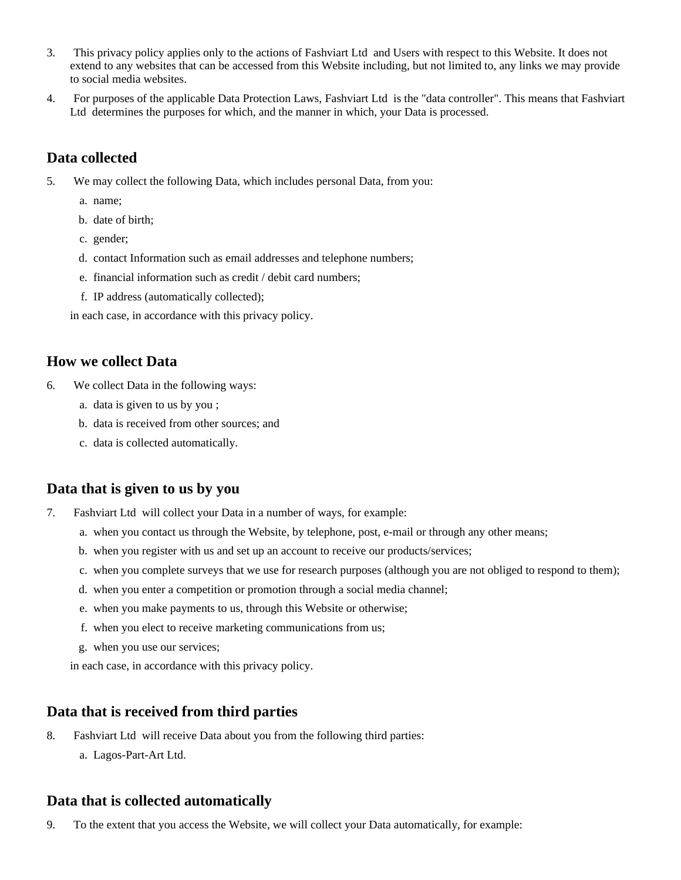3. This privacy policy applies only to the actions of Fashviart Ltd and Users with respect to this Website. It does not extend to any websites that can be accessed from this Website including, but not limited to, any links we may provide to social media websites.

4. For purposes of the applicable Data Protection Laws, Fashviart Ltd is the "data controller". This means that Fashviart Ltd determines the purposes for which, and the manner in which, your Data is processed.

## Data collected

5. We may collect the following Data, which includes personal Data, from you:
   a. name;
   b. date of birth;
   c. gender;
   d. contact Information such as email addresses and telephone numbers;
   e. financial information such as credit / debit card numbers;
   f. IP address (automatically collected);

   in each case, in accordance with this privacy policy.

## How we collect Data

6. We collect Data in the following ways:
   a. data is given to us by you ;
   b. data is received from other sources; and
   c. data is collected automatically.

## Data that is given to us by you

7. Fashviart Ltd will collect your Data in a number of ways, for example:
   a. when you contact us through the Website, by telephone, post, e-mail or through any other means;
   b. when you register with us and set up an account to receive our products/services;
   c. when you complete surveys that we use for research purposes (although you are not obliged to respond to them);
   d. when you enter a competition or promotion through a social media channel;
   e. when you make payments to us, through this Website or otherwise;
   f. when you elect to receive marketing communications from us;
   g. when you use our services;

   in each case, in accordance with this privacy policy.

## Data that is received from third parties

8. Fashviart Ltd will receive Data about you from the following third parties:
   a. Lagos-Part-Art Ltd.

## Data that is collected automatically

9. To the extent that you access the Website, we will collect your Data automatically, for example: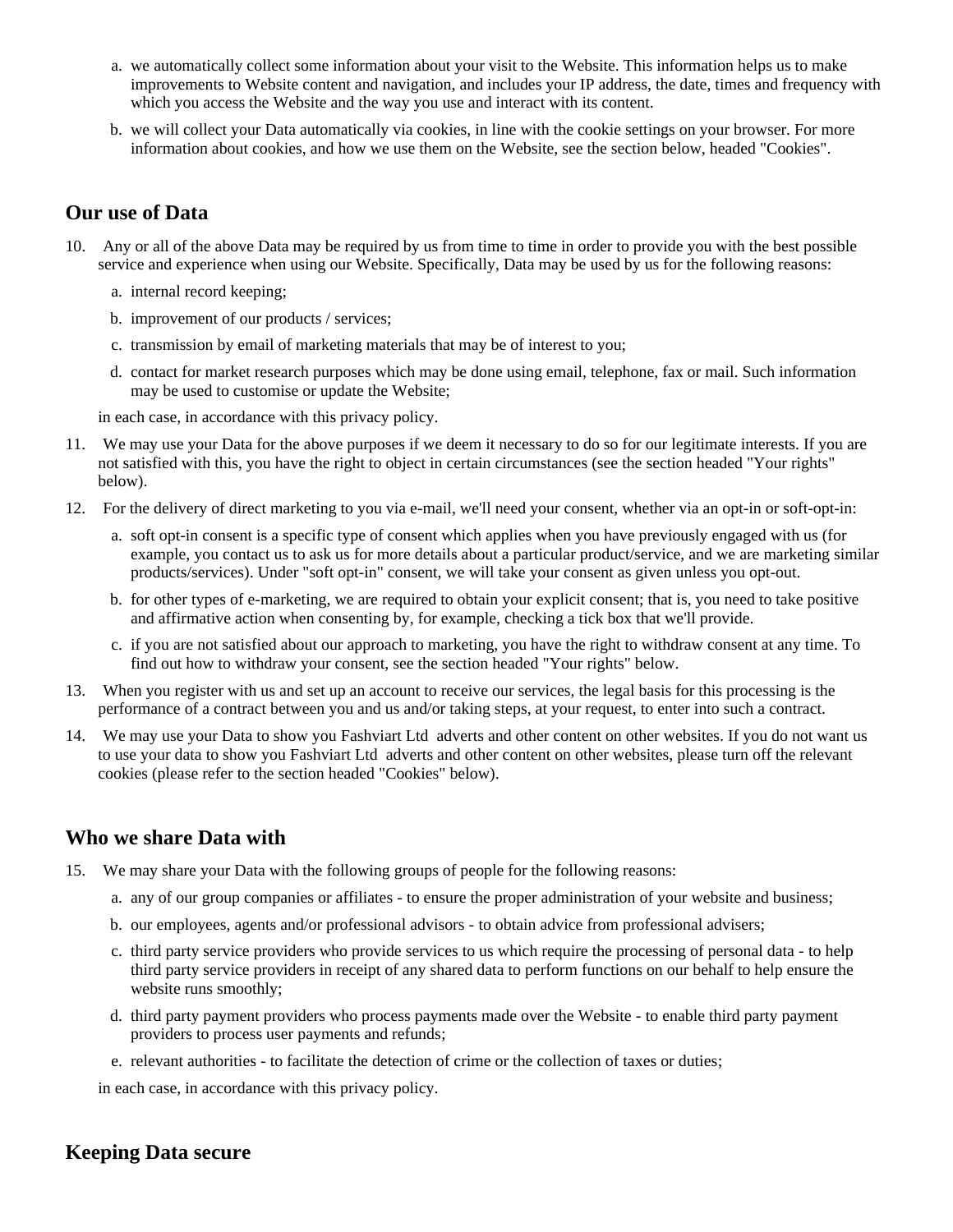a. we automatically collect some information about your visit to the Website. This information helps us to make improvements to Website content and navigation, and includes your IP address, the date, times and frequency with which you access the Website and the way you use and interact with its content.

b. we will collect your Data automatically via cookies, in line with the cookie settings on your browser. For more information about cookies, and how we use them on the Website, see the section below, headed "Cookies".

## Our use of Data

10. Any or all of the above Data may be required by us from time to time in order to provide you with the best possible service and experience when using our Website. Specifically, Data may be used by us for the following reasons:

    a. internal record keeping;

    b. improvement of our products / services;

    c. transmission by email of marketing materials that may be of interest to you;

    d. contact for market research purposes which may be done using email, telephone, fax or mail. Such information may be used to customise or update the Website;

    in each case, in accordance with this privacy policy.

11. We may use your Data for the above purposes if we deem it necessary to do so for our legitimate interests. If you are not satisfied with this, you have the right to object in certain circumstances (see the section headed "Your rights" below).

12. For the delivery of direct marketing to you via e-mail, we'll need your consent, whether via an opt-in or soft-opt-in:

    a. soft opt-in consent is a specific type of consent which applies when you have previously engaged with us (for example, you contact us to ask us for more details about a particular product/service, and we are marketing similar products/services). Under "soft opt-in" consent, we will take your consent as given unless you opt-out.

    b. for other types of e-marketing, we are required to obtain your explicit consent; that is, you need to take positive and affirmative action when consenting by, for example, checking a tick box that we'll provide.

    c. if you are not satisfied about our approach to marketing, you have the right to withdraw consent at any time. To find out how to withdraw your consent, see the section headed "Your rights" below.

13. When you register with us and set up an account to receive our services, the legal basis for this processing is the performance of a contract between you and us and/or taking steps, at your request, to enter into such a contract.

14. We may use your Data to show you Fashviart Ltd adverts and other content on other websites. If you do not want us to use your data to show you Fashviart Ltd adverts and other content on other websites, please turn off the relevant cookies (please refer to the section headed "Cookies" below).

## Who we share Data with

15. We may share your Data with the following groups of people for the following reasons:

    a. any of our group companies or affiliates - to ensure the proper administration of your website and business;

    b. our employees, agents and/or professional advisors - to obtain advice from professional advisers;

    c. third party service providers who provide services to us which require the processing of personal data - to help third party service providers in receipt of any shared data to perform functions on our behalf to help ensure the website runs smoothly;

    d. third party payment providers who process payments made over the Website - to enable third party payment providers to process user payments and refunds;

    e. relevant authorities - to facilitate the detection of crime or the collection of taxes or duties;

    in each case, in accordance with this privacy policy.

## Keeping Data secure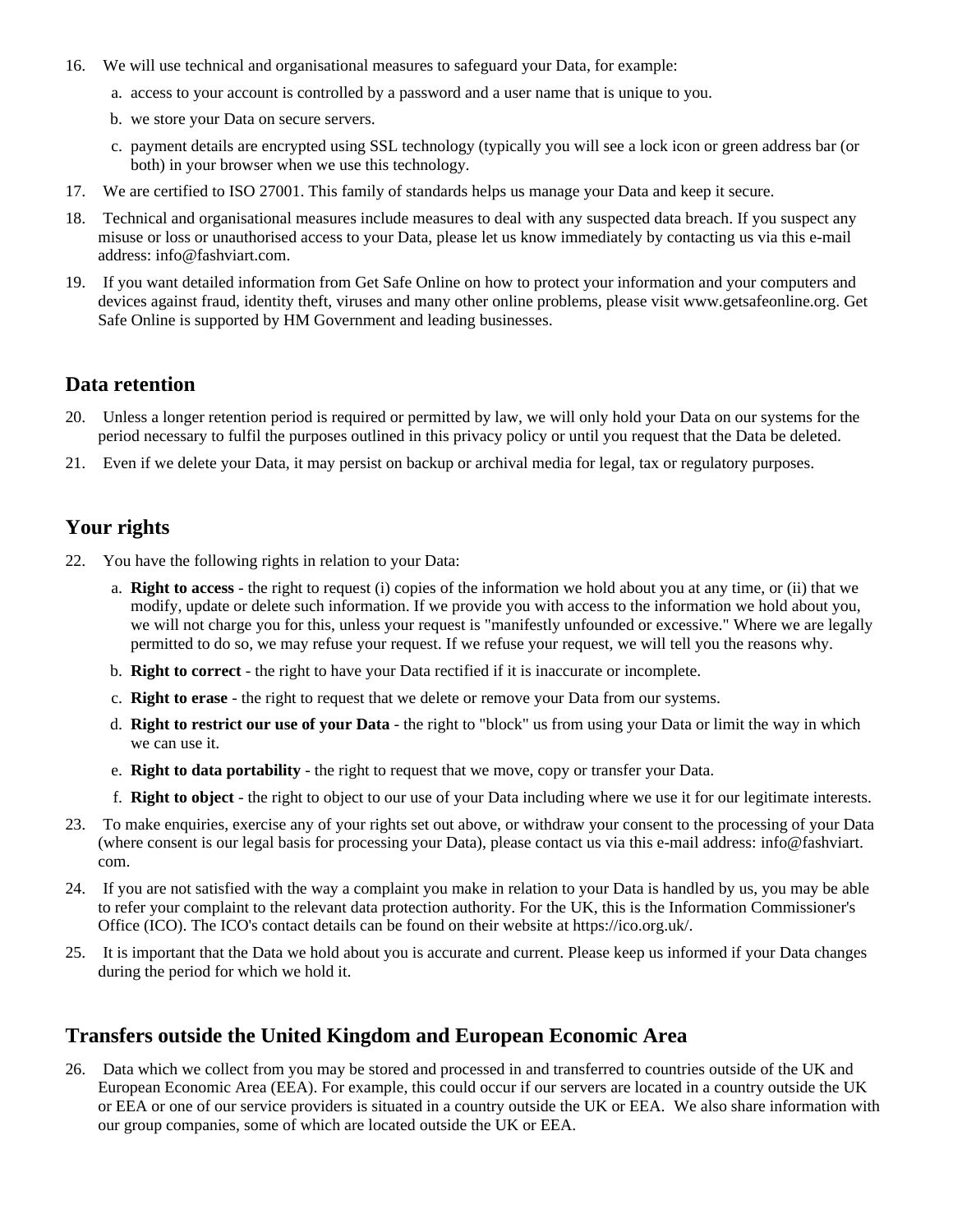16. We will use technical and organisational measures to safeguard your Data, for example:
    a. access to your account is controlled by a password and a user name that is unique to you.
    b. we store your Data on secure servers.
    c. payment details are encrypted using SSL technology (typically you will see a lock icon or green address bar (or both) in your browser when we use this technology.
17. We are certified to ISO 27001. This family of standards helps us manage your Data and keep it secure.
18. Technical and organisational measures include measures to deal with any suspected data breach. If you suspect any misuse or loss or unauthorised access to your Data, please let us know immediately by contacting us via this e-mail address: info@fashviart.com.
19. If you want detailed information from Get Safe Online on how to protect your information and your computers and devices against fraud, identity theft, viruses and many other online problems, please visit www.getsafeonline.org. Get Safe Online is supported by HM Government and leading businesses.

## Data retention

20. Unless a longer retention period is required or permitted by law, we will only hold your Data on our systems for the period necessary to fulfil the purposes outlined in this privacy policy or until you request that the Data be deleted.
21. Even if we delete your Data, it may persist on backup or archival media for legal, tax or regulatory purposes.

## Your rights

22. You have the following rights in relation to your Data:
    a. **Right to access** - the right to request (i) copies of the information we hold about you at any time, or (ii) that we modify, update or delete such information. If we provide you with access to the information we hold about you, we will not charge you for this, unless your request is "manifestly unfounded or excessive." Where we are legally permitted to do so, we may refuse your request. If we refuse your request, we will tell you the reasons why.
    b. **Right to correct** - the right to have your Data rectified if it is inaccurate or incomplete.
    c. **Right to erase** - the right to request that we delete or remove your Data from our systems.
    d. **Right to restrict our use of your Data** - the right to "block" us from using your Data or limit the way in which we can use it.
    e. **Right to data portability** - the right to request that we move, copy or transfer your Data.
    f. **Right to object** - the right to object to our use of your Data including where we use it for our legitimate interests.
23. To make enquiries, exercise any of your rights set out above, or withdraw your consent to the processing of your Data (where consent is our legal basis for processing your Data), please contact us via this e-mail address: info@fashviart.com.
24. If you are not satisfied with the way a complaint you make in relation to your Data is handled by us, you may be able to refer your complaint to the relevant data protection authority. For the UK, this is the Information Commissioner's Office (ICO). The ICO's contact details can be found on their website at https://ico.org.uk/.
25. It is important that the Data we hold about you is accurate and current. Please keep us informed if your Data changes during the period for which we hold it.

## Transfers outside the United Kingdom and European Economic Area

26. Data which we collect from you may be stored and processed in and transferred to countries outside of the UK and European Economic Area (EEA). For example, this could occur if our servers are located in a country outside the UK or EEA or one of our service providers is situated in a country outside the UK or EEA. We also share information with our group companies, some of which are located outside the UK or EEA.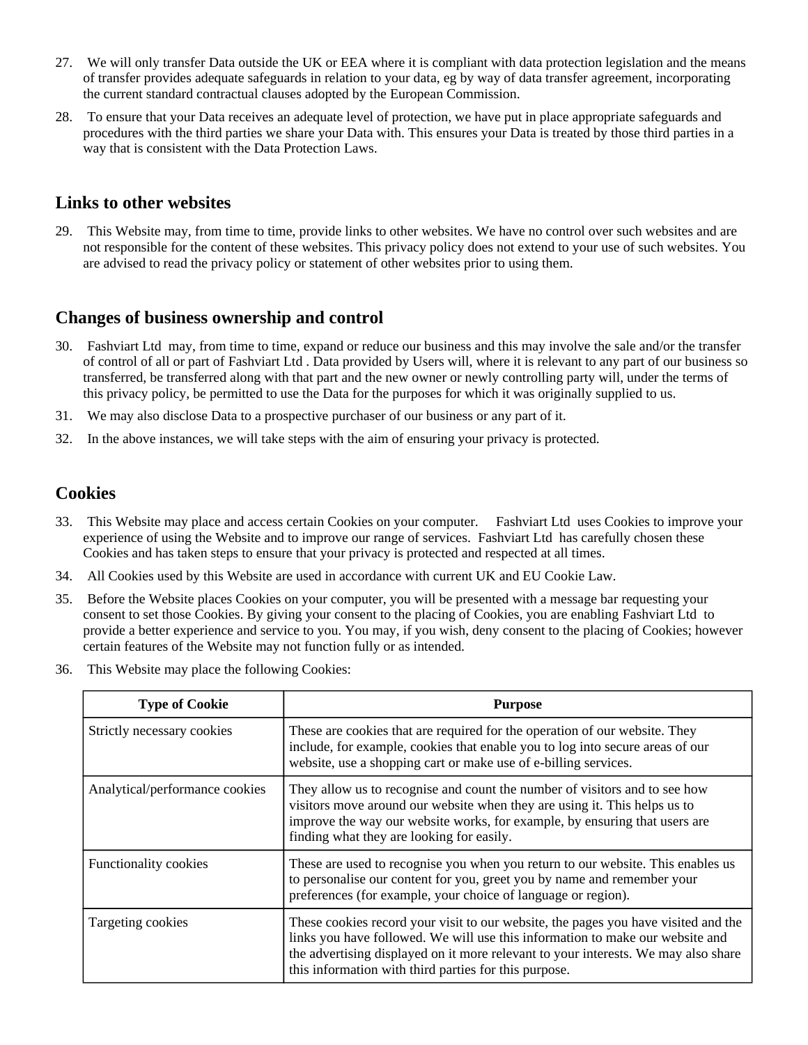27. We will only transfer Data outside the UK or EEA where it is compliant with data protection legislation and the means of transfer provides adequate safeguards in relation to your data, eg by way of data transfer agreement, incorporating the current standard contractual clauses adopted by the European Commission.

28. To ensure that your Data receives an adequate level of protection, we have put in place appropriate safeguards and procedures with the third parties we share your Data with. This ensures your Data is treated by those third parties in a way that is consistent with the Data Protection Laws.

## Links to other websites

29. This Website may, from time to time, provide links to other websites. We have no control over such websites and are not responsible for the content of these websites. This privacy policy does not extend to your use of such websites. You are advised to read the privacy policy or statement of other websites prior to using them.

## Changes of business ownership and control

30. Fashviart Ltd may, from time to time, expand or reduce our business and this may involve the sale and/or the transfer of control of all or part of Fashviart Ltd . Data provided by Users will, where it is relevant to any part of our business so transferred, be transferred along with that part and the new owner or newly controlling party will, under the terms of this privacy policy, be permitted to use the Data for the purposes for which it was originally supplied to us.

31. We may also disclose Data to a prospective purchaser of our business or any part of it.

32. In the above instances, we will take steps with the aim of ensuring your privacy is protected.

## Cookies

33. This Website may place and access certain Cookies on your computer. Fashviart Ltd uses Cookies to improve your experience of using the Website and to improve our range of services. Fashviart Ltd has carefully chosen these Cookies and has taken steps to ensure that your privacy is protected and respected at all times.

34. All Cookies used by this Website are used in accordance with current UK and EU Cookie Law.

35. Before the Website places Cookies on your computer, you will be presented with a message bar requesting your consent to set those Cookies. By giving your consent to the placing of Cookies, you are enabling Fashviart Ltd to provide a better experience and service to you. You may, if you wish, deny consent to the placing of Cookies; however certain features of the Website may not function fully or as intended.

36. This Website may place the following Cookies:

| Type of Cookie | Purpose |
|---|---|
| Strictly necessary cookies | These are cookies that are required for the operation of our website. They include, for example, cookies that enable you to log into secure areas of our website, use a shopping cart or make use of e-billing services. |
| Analytical/performance cookies | They allow us to recognise and count the number of visitors and to see how visitors move around our website when they are using it. This helps us to improve the way our website works, for example, by ensuring that users are finding what they are looking for easily. |
| Functionality cookies | These are used to recognise you when you return to our website. This enables us to personalise our content for you, greet you by name and remember your preferences (for example, your choice of language or region). |
| Targeting cookies | These cookies record your visit to our website, the pages you have visited and the links you have followed. We will use this information to make our website and the advertising displayed on it more relevant to your interests. We may also share this information with third parties for this purpose. |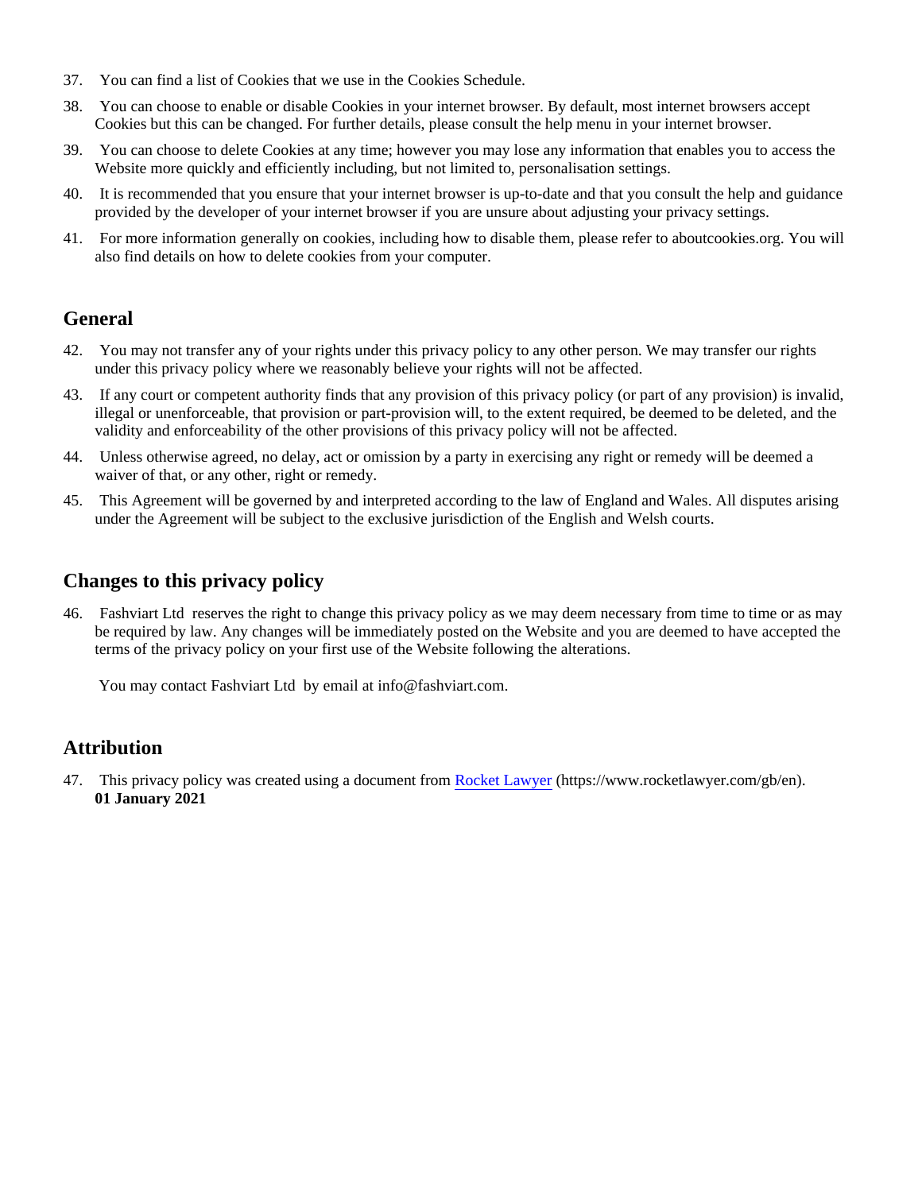37. You can find a list of Cookies that we use in the Cookies Schedule.
38. You can choose to enable or disable Cookies in your internet browser. By default, most internet browsers accept Cookies but this can be changed. For further details, please consult the help menu in your internet browser.
39. You can choose to delete Cookies at any time; however you may lose any information that enables you to access the Website more quickly and efficiently including, but not limited to, personalisation settings.
40. It is recommended that you ensure that your internet browser is up-to-date and that you consult the help and guidance provided by the developer of your internet browser if you are unsure about adjusting your privacy settings.
41. For more information generally on cookies, including how to disable them, please refer to aboutcookies.org. You will also find details on how to delete cookies from your computer.

## General

42. You may not transfer any of your rights under this privacy policy to any other person. We may transfer our rights under this privacy policy where we reasonably believe your rights will not be affected.
43. If any court or competent authority finds that any provision of this privacy policy (or part of any provision) is invalid, illegal or unenforceable, that provision or part-provision will, to the extent required, be deemed to be deleted, and the validity and enforceability of the other provisions of this privacy policy will not be affected.
44. Unless otherwise agreed, no delay, act or omission by a party in exercising any right or remedy will be deemed a waiver of that, or any other, right or remedy.
45. This Agreement will be governed by and interpreted according to the law of England and Wales. All disputes arising under the Agreement will be subject to the exclusive jurisdiction of the English and Welsh courts.

## Changes to this privacy policy

46. Fashviart Ltd reserves the right to change this privacy policy as we may deem necessary from time to time or as may be required by law. Any changes will be immediately posted on the Website and you are deemed to have accepted the terms of the privacy policy on your first use of the Website following the alterations.

    You may contact Fashviart Ltd by email at info@fashviart.com.

## Attribution

47. This privacy policy was created using a document from Rocket Lawyer (https://www.rocketlawyer.com/gb/en).
    **01 January 2021**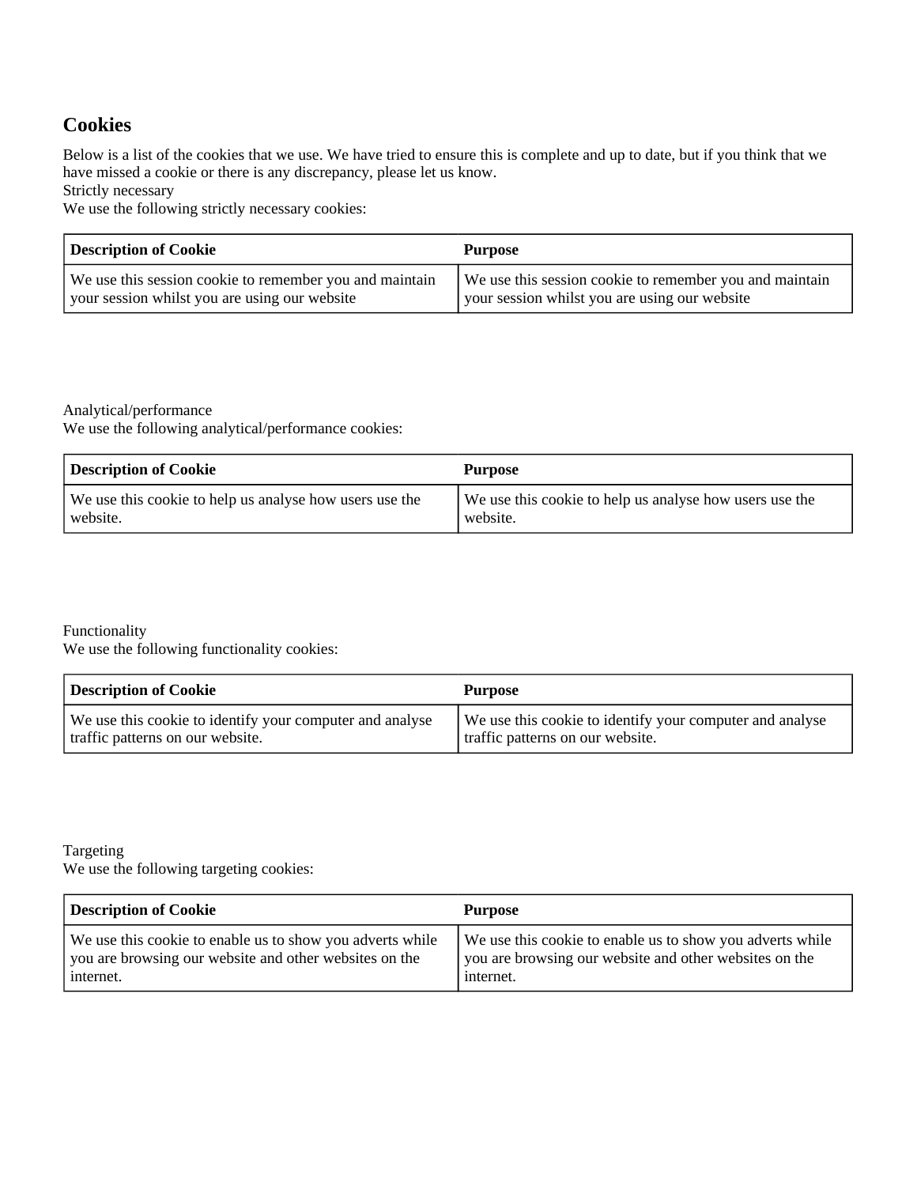## Cookies

Below is a list of the cookies that we use. We have tried to ensure this is complete and up to date, but if you think that we have missed a cookie or there is any discrepancy, please let us know.

Strictly necessary

We use the following strictly necessary cookies:

| Description of Cookie | Purpose |
| --- | --- |
| We use this session cookie to remember you and maintain your session whilst you are using our website | We use this session cookie to remember you and maintain your session whilst you are using our website |

Analytical/performance

We use the following analytical/performance cookies:

| Description of Cookie | Purpose |
| --- | --- |
| We use this cookie to help us analyse how users use the website. | We use this cookie to help us analyse how users use the website. |

Functionality

We use the following functionality cookies:

| Description of Cookie | Purpose |
| --- | --- |
| We use this cookie to identify your computer and analyse traffic patterns on our website. | We use this cookie to identify your computer and analyse traffic patterns on our website. |

Targeting

We use the following targeting cookies:

| Description of Cookie | Purpose |
| --- | --- |
| We use this cookie to enable us to show you adverts while you are browsing our website and other websites on the internet. | We use this cookie to enable us to show you adverts while you are browsing our website and other websites on the internet. |